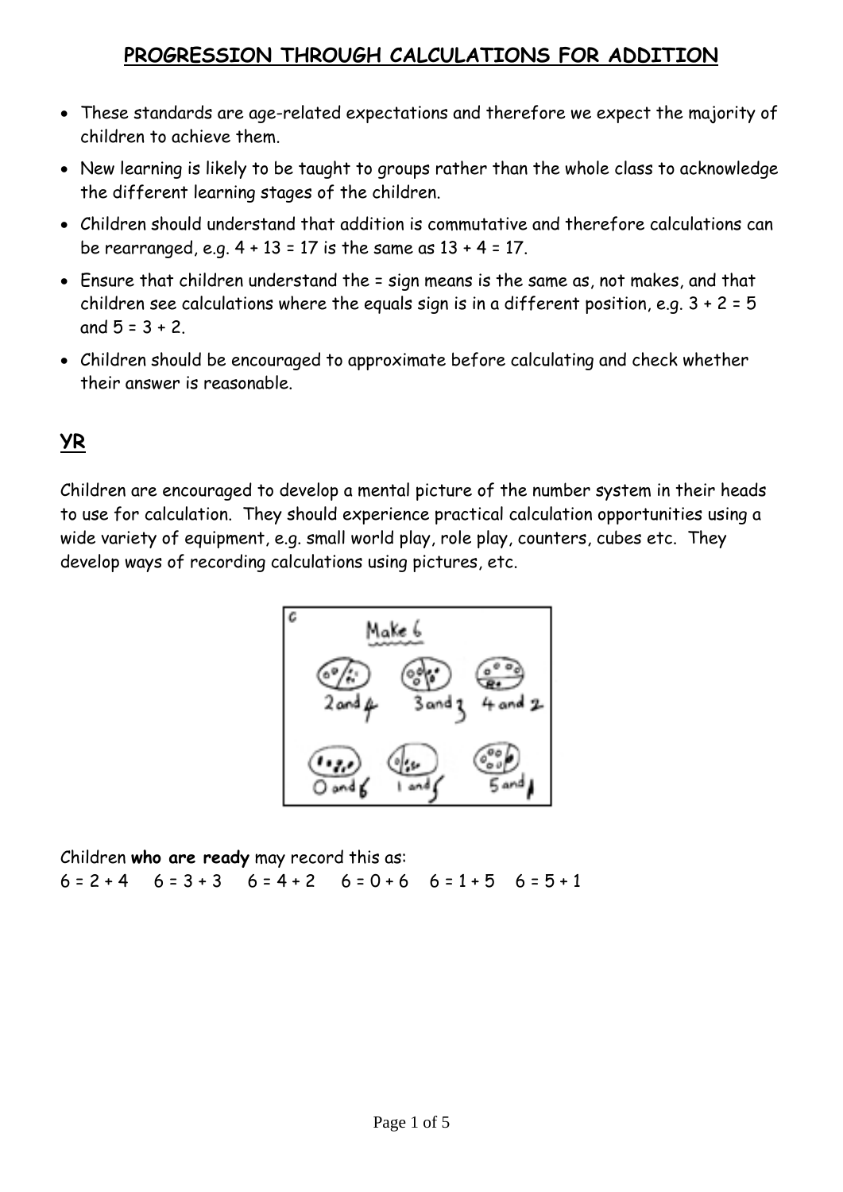# PROGRESSION THROUGH CALCULATIONS FOR ADDITION

- These standards are age-related expectations and therefore we expect the majority of children to achieve them.
- New learning is likely to be taught to groups rather than the whole class to acknowledge the different learning stages of the children.
- Children should understand that addition is commutative and therefore calculations can be rearranged, e.g. $4 + 13 = 17$ is the same as $13 + 4 = 17$.
- Ensure that children understand the = sign means is the same as, not makes, and that children see calculations where the equals sign is in a different position, e.g. $3 + 2 = 5$ and $5 = 3 + 2$.
- Children should be encouraged to approximate before calculating and check whether their answer is reasonable.

## YR

Children are encouraged to develop a mental picture of the number system in their heads to use for calculation. They should experience practical calculation opportunities using a wide variety of equipment, e.g. small world play, role play, counters, cubes etc. They develop ways of recording calculations using pictures, etc.

Children **who are ready** may record this as:

$6 = 2 + 4$ $6 = 3 + 3$ $6 = 4 + 2$ $6 = 0 + 6$ $6 = 1 + 5$ $6 = 5 + 1$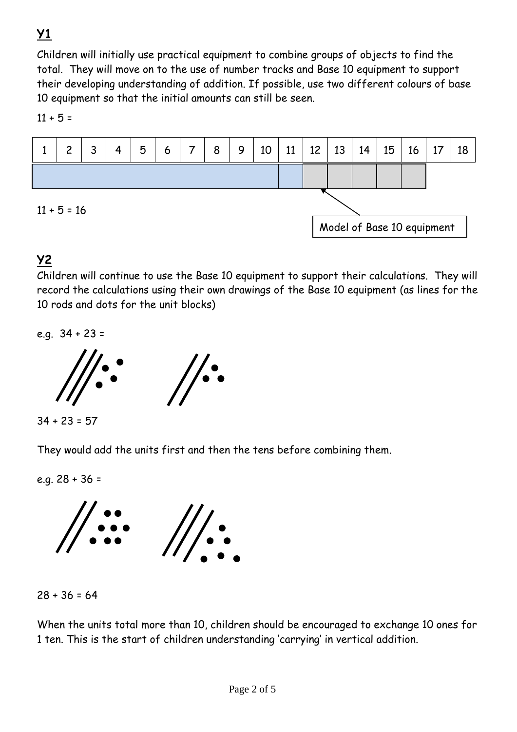## Y1

Children will initially use practical equipment to combine groups of objects to find the total. They will move on to the use of number tracks and Base 10 equipment to support their developing understanding of addition. If possible, use two different colours of base 10 equipment so that the initial amounts can still be seen.

11 + 5 =

| 1 | 2 | 3 | 4 | 5 | 6 | 7 | 8 | 9 | 10 | 11 | 12 | 13 | 14 | 15 | 16 | 17 | 18 |
|---|---|---|---|---|---|---|---|---|---|---|---|---|---|---|---|---|---|

11 + 5 = 16

Model of Base 10 equipment

## Y2

Children will continue to use the Base 10 equipment to support their calculations. They will record the calculations using their own drawings of the Base 10 equipment (as lines for the 10 rods and dots for the unit blocks)

e.g. 34 + 23 =

34 + 23 = 57

They would add the units first and then the tens before combining them.

e.g. 28 + 36 =

28 + 36 = 64

When the units total more than 10, children should be encouraged to exchange 10 ones for 1 ten. This is the start of children understanding 'carrying' in vertical addition.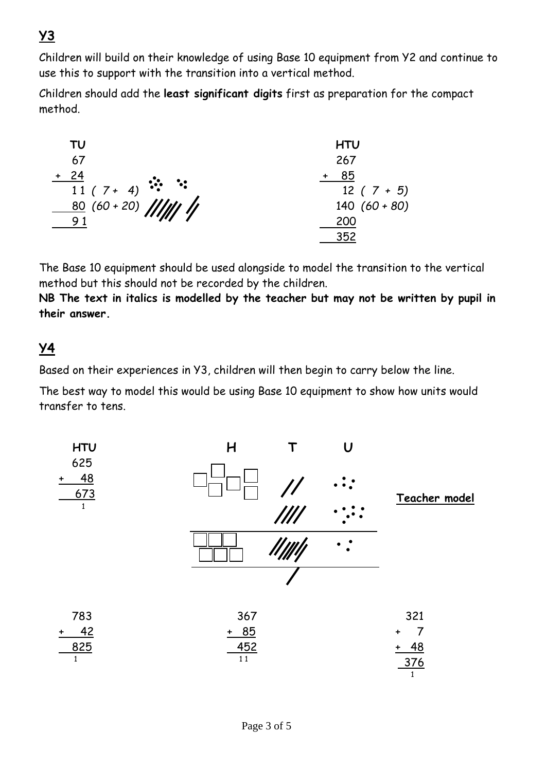## Y3

Children will build on their knowledge of using Base 10 equipment from Y2 and continue to use this to support with the transition into a vertical method.

Children should add the **least significant digits** first as preparation for the compact method.

```
  TU                        HTU
  67                        267
+ 24                      +  85
  11 ( 7 +  4)               12 ( 7 + 5)
  80 (60 + 20)              140 (60 + 80)
  91                        200
                            352
```

The Base 10 equipment should be used alongside to model the transition to the vertical method but this should not be recorded by the children.

**NB The text in italics is modelled by the teacher but may not be written by pupil in their answer.**

## Y4

Based on their experiences in Y3, children will then begin to carry below the line.

The best way to model this would be using Base 10 equipment to show how units would transfer to tens.

```
  HTU
  625
+  48
  673
   1
```

H T U

**Teacher model**

```
  783          367          321
+  42        +  85        +   7
  825          452        +  48
   1           11           376
                             1
```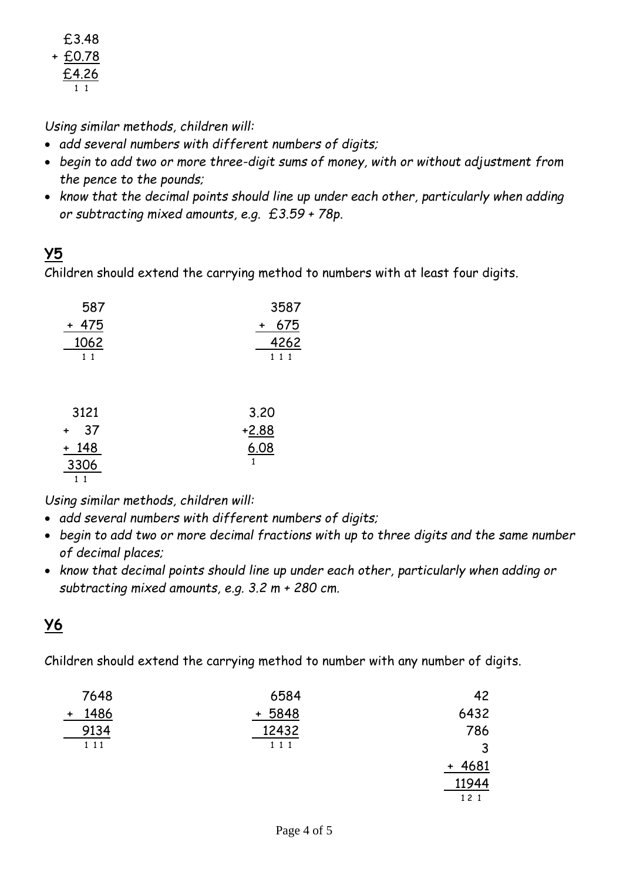```
  £3.48
+ £0.78
  £4.26
   1 1
```

*Using similar methods, children will:*

- *add several numbers with different numbers of digits;*
- *begin to add two or more three-digit sums of money, with or without adjustment from the pence to the pounds;*
- *know that the decimal points should line up under each other, particularly when adding or subtracting mixed amounts, e.g. £3.59 + 78p.*

## Y5

Children should extend the carrying method to numbers with at least four digits.

```
  587          3587
+ 475        +  675
 1062          4262
  1 1          1 1 1
```

```
 3121          3.20
+  37         +2.88
+ 148          6.08
 3306           1
  1 1
```

*Using similar methods, children will:*

- *add several numbers with different numbers of digits;*
- *begin to add two or more decimal fractions with up to three digits and the same number of decimal places;*
- *know that decimal points should line up under each other, particularly when adding or subtracting mixed amounts, e.g. 3.2 m + 280 cm.*

## Y6

Children should extend the carrying method to number with any number of digits.

```
  7648          6584           42
+ 1486        + 5848         6432
  9134         12432          786
  1 11          1 1 1           3
                             + 4681
                              11944
                              1 2 1
```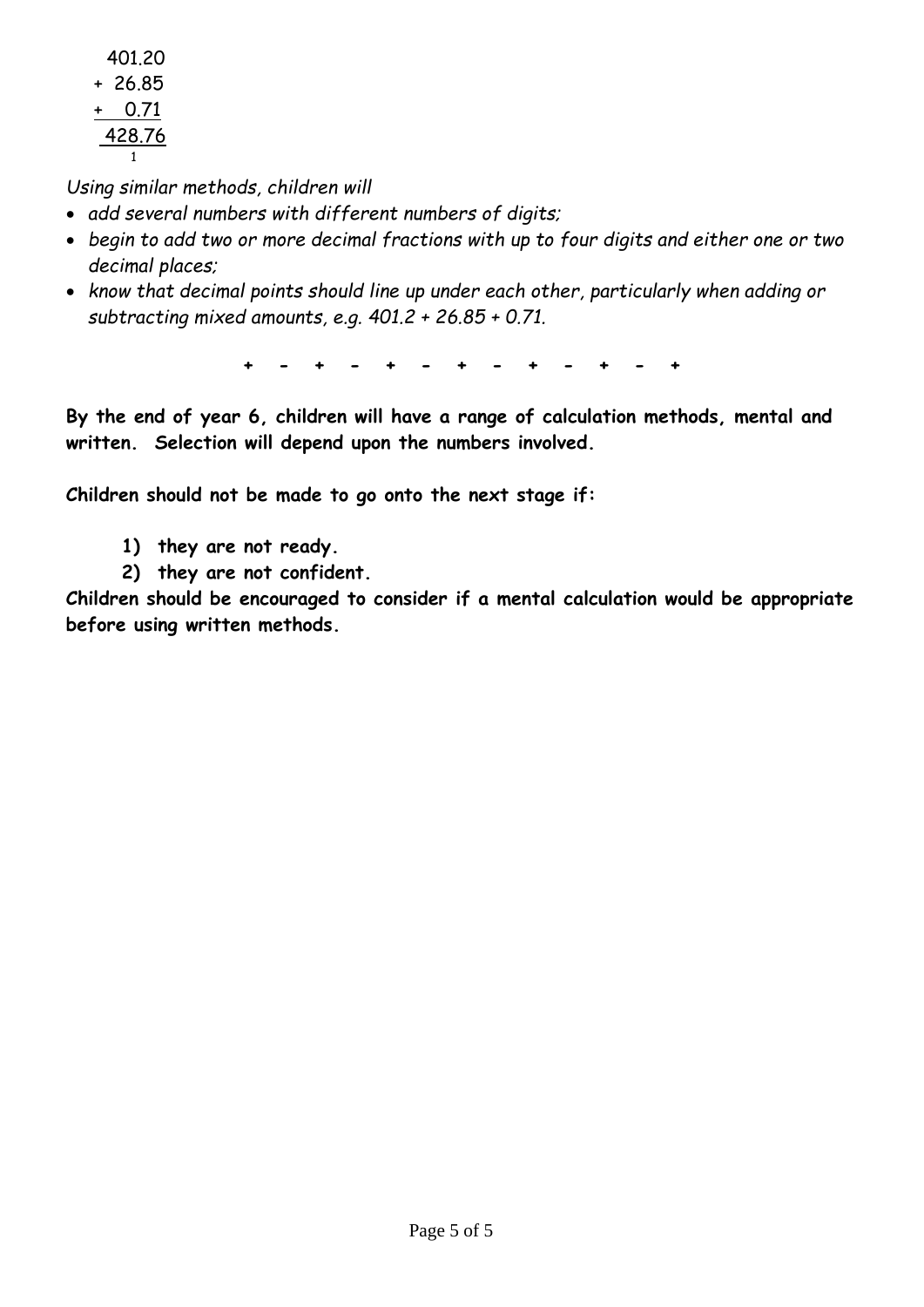```
  401.20
+  26.85
+   0.71
  428.76
    1
```

*Using similar methods, children will*

- *add several numbers with different numbers of digits;*
- *begin to add two or more decimal fractions with up to four digits and either one or two decimal places;*
- *know that decimal points should line up under each other, particularly when adding or subtracting mixed amounts, e.g. 401.2 + 26.85 + 0.71.*

\+ - + - + - + - + - + - +

**By the end of year 6, children will have a range of calculation methods, mental and written. Selection will depend upon the numbers involved.**

**Children should not be made to go onto the next stage if:**

1) **they are not ready.**
2) **they are not confident.**

**Children should be encouraged to consider if a mental calculation would be appropriate before using written methods.**